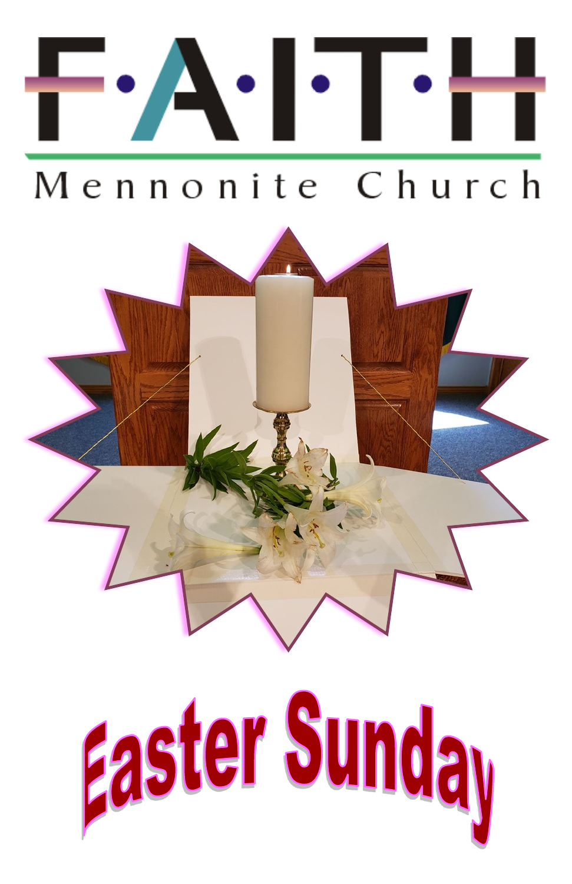# F·A·I·T·H

## Mennonite Church

# Easter Sunday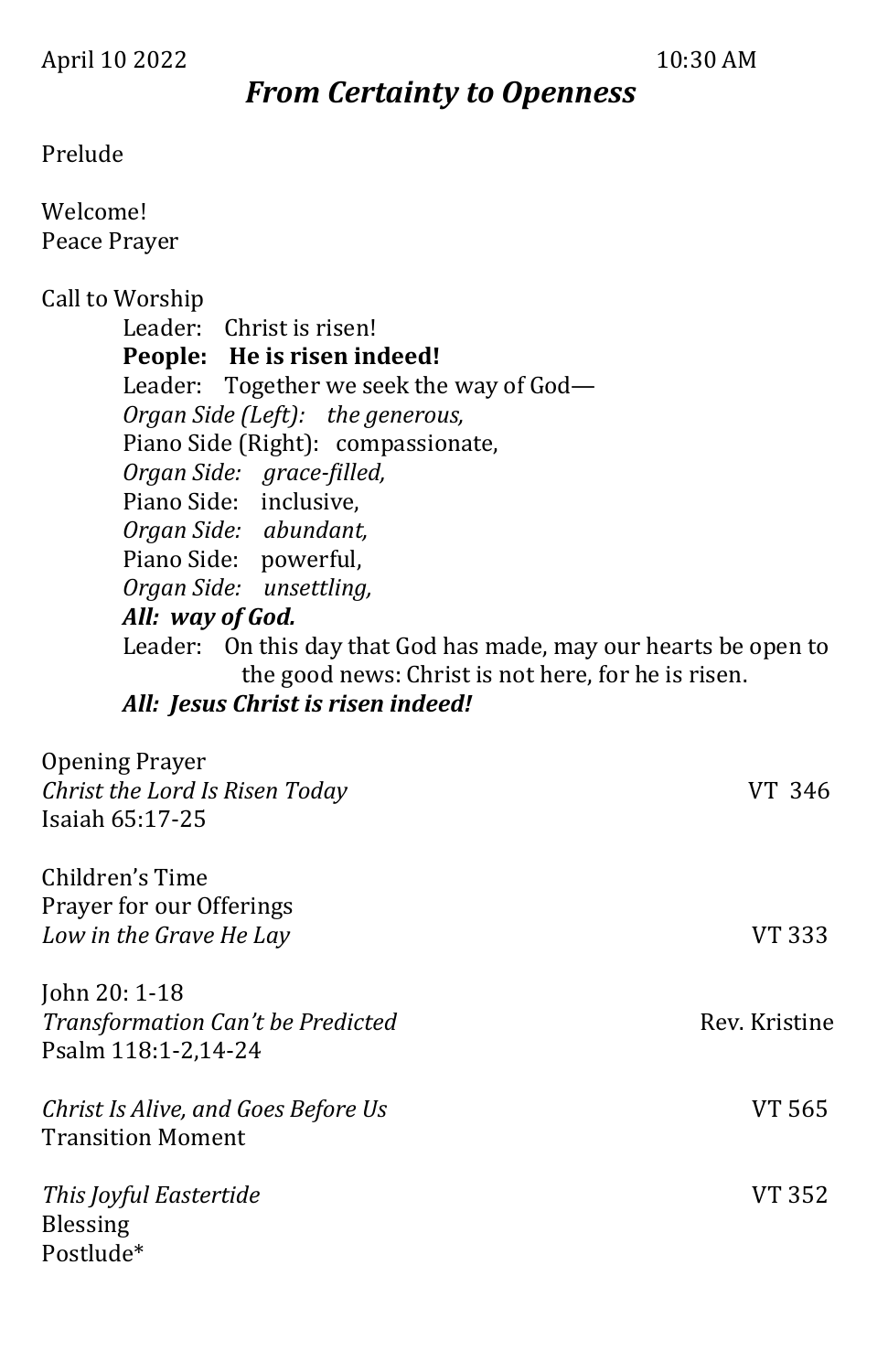April 10 2022 10:30 AM

# *From Certainty to Openness*

Prelude

Welcome!
Peace Prayer

Call to Worship

Leader: Christ is risen!
**People: He is risen indeed!**
Leader: Together we seek the way of God—
*Organ Side (Left): the generous,*
Piano Side (Right): compassionate,
*Organ Side: grace-filled,*
Piano Side: inclusive,
*Organ Side: abundant,*
Piano Side: powerful,
*Organ Side: unsettling,*
***All: way of God.***
Leader: On this day that God has made, may our hearts be open to the good news: Christ is not here, for he is risen.
***All: Jesus Christ is risen indeed!***

Opening Prayer
*Christ the Lord Is Risen Today* VT 346
Isaiah 65:17-25

Children's Time
Prayer for our Offerings
*Low in the Grave He Lay* VT 333

John 20: 1-18
*Transformation Can't be Predicted* Rev. Kristine
Psalm 118:1-2,14-24

*Christ Is Alive, and Goes Before Us* VT 565
Transition Moment

*This Joyful Eastertide* VT 352
Blessing
Postlude*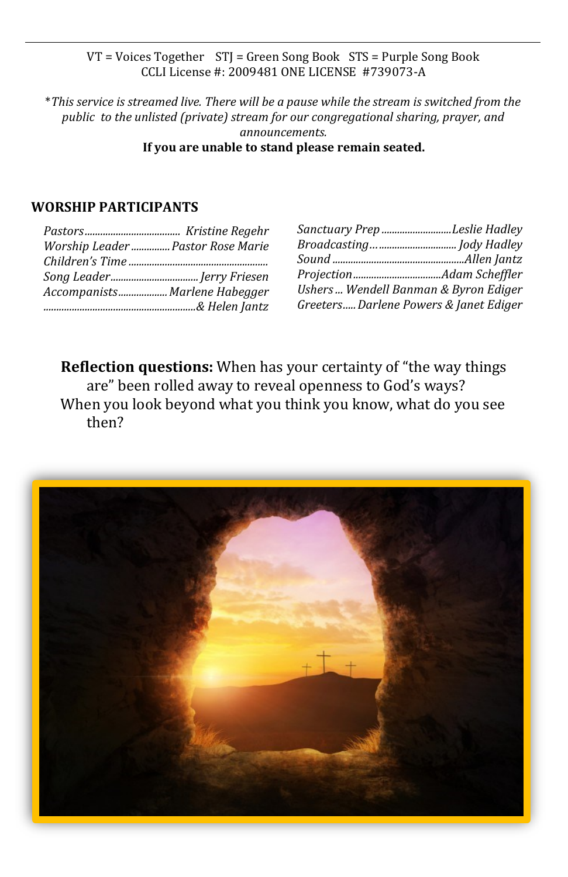VT = Voices Together   STJ = Green Song Book   STS = Purple Song Book
CCLI License #: 2009481 ONE LICENSE #739073-A

*\*This service is streamed live. There will be a pause while the stream is switched from the public to the unlisted (private) stream for our congregational sharing, prayer, and announcements.*

**If you are unable to stand please remain seated.**

## WORSHIP PARTICIPANTS

*Pastors.................................... Kristine Regehr*
*Worship Leader.............. Pastor Rose Marie*
*Children's Time ....................................................*
*Song Leader................................ Jerry Friesen*
*Accompanists.................. Marlene Habegger*
*..........................................................& Helen Jantz*

*Sanctuary Prep ..........................Leslie Hadley*
*Broadcasting…............................ Jody Hadley*
*Sound ..................................................Allen Jantz*
*Projection..................................Adam Scheffler*
*Ushers ... Wendell Banman & Byron Ediger*
*Greeters..... Darlene Powers & Janet Ediger*

**Reflection questions:** When has your certainty of "the way things are" been rolled away to reveal openness to God's ways?
When you look beyond what you think you know, what do you see then?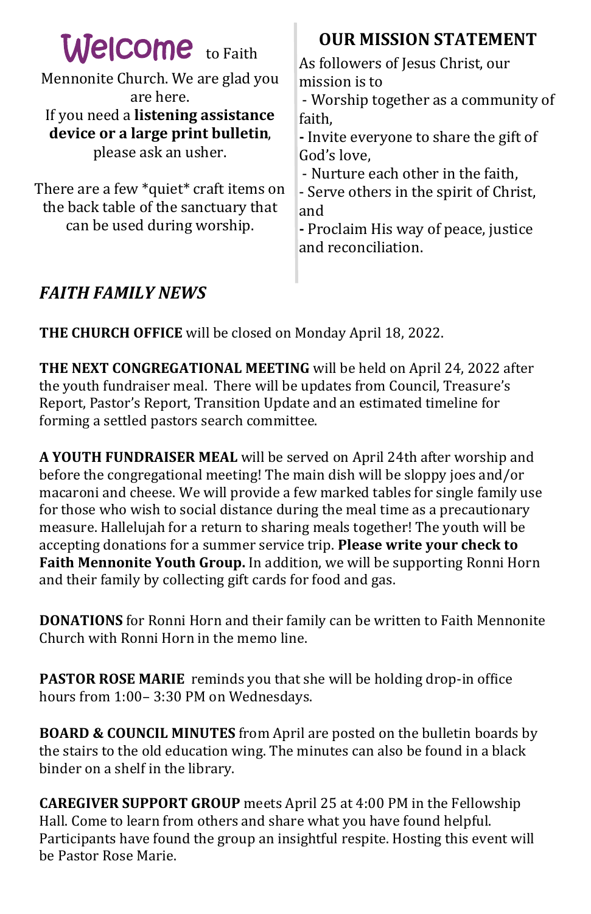# Welcome to Faith Mennonite Church. We are glad you are here.

If you need a **listening assistance device or a large print bulletin**, please ask an usher.

There are a few *quiet* craft items on the back table of the sanctuary that can be used during worship.

## OUR MISSION STATEMENT

As followers of Jesus Christ, our mission is to

- Worship together as a community of faith,
- Invite everyone to share the gift of God's love,
- Nurture each other in the faith,
- Serve others in the spirit of Christ, and
- Proclaim His way of peace, justice and reconciliation.

## *FAITH FAMILY NEWS*

**THE CHURCH OFFICE** will be closed on Monday April 18, 2022.

**THE NEXT CONGREGATIONAL MEETING** will be held on April 24, 2022 after the youth fundraiser meal. There will be updates from Council, Treasure's Report, Pastor's Report, Transition Update and an estimated timeline for forming a settled pastors search committee.

**A YOUTH FUNDRAISER MEAL** will be served on April 24th after worship and before the congregational meeting! The main dish will be sloppy joes and/or macaroni and cheese. We will provide a few marked tables for single family use for those who wish to social distance during the meal time as a precautionary measure. Hallelujah for a return to sharing meals together! The youth will be accepting donations for a summer service trip. **Please write your check to Faith Mennonite Youth Group.** In addition, we will be supporting Ronni Horn and their family by collecting gift cards for food and gas.

**DONATIONS** for Ronni Horn and their family can be written to Faith Mennonite Church with Ronni Horn in the memo line.

**PASTOR ROSE MARIE** reminds you that she will be holding drop-in office hours from 1:00– 3:30 PM on Wednesdays.

**BOARD & COUNCIL MINUTES** from April are posted on the bulletin boards by the stairs to the old education wing. The minutes can also be found in a black binder on a shelf in the library.

**CAREGIVER SUPPORT GROUP** meets April 25 at 4:00 PM in the Fellowship Hall. Come to learn from others and share what you have found helpful. Participants have found the group an insightful respite. Hosting this event will be Pastor Rose Marie.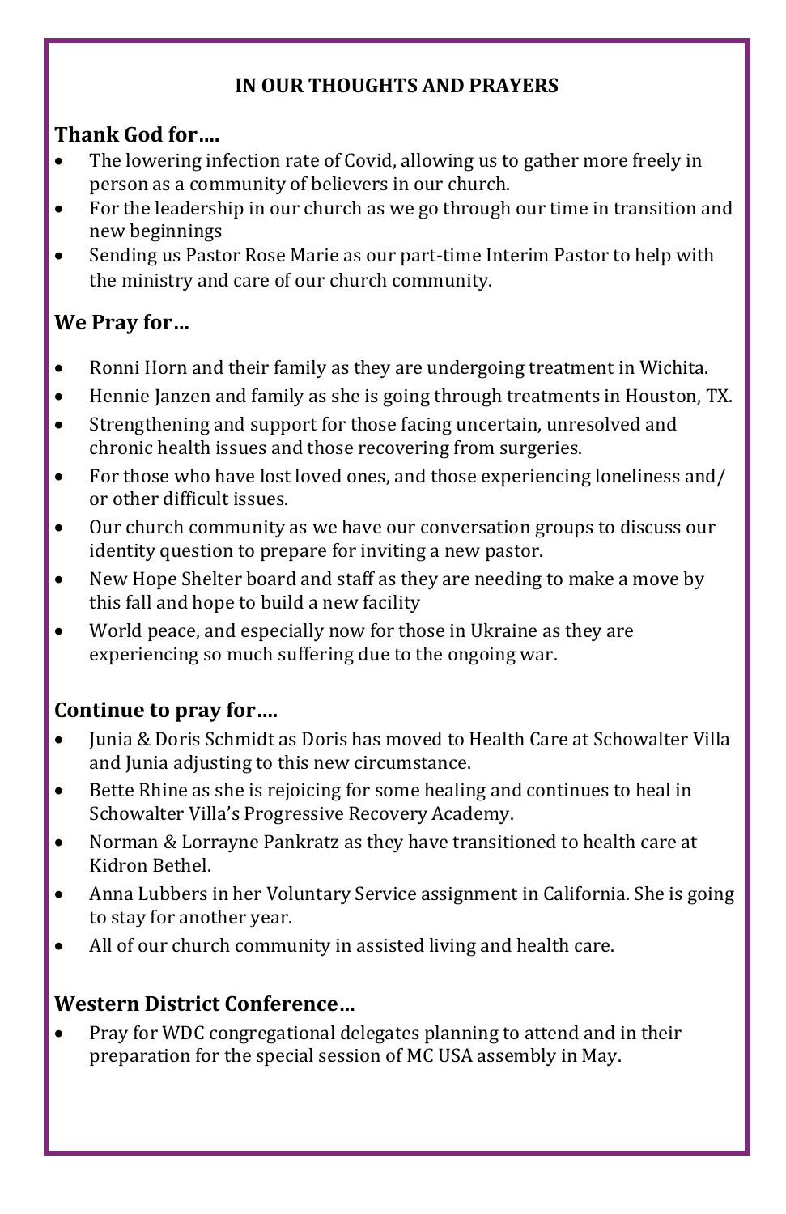## IN OUR THOUGHTS AND PRAYERS

### Thank God for….

- The lowering infection rate of Covid, allowing us to gather more freely in person as a community of believers in our church.
- For the leadership in our church as we go through our time in transition and new beginnings
- Sending us Pastor Rose Marie as our part-time Interim Pastor to help with the ministry and care of our church community.

### We Pray for…

- Ronni Horn and their family as they are undergoing treatment in Wichita.
- Hennie Janzen and family as she is going through treatments in Houston, TX.
- Strengthening and support for those facing uncertain, unresolved and chronic health issues and those recovering from surgeries.
- For those who have lost loved ones, and those experiencing loneliness and/ or other difficult issues.
- Our church community as we have our conversation groups to discuss our identity question to prepare for inviting a new pastor.
- New Hope Shelter board and staff as they are needing to make a move by this fall and hope to build a new facility
- World peace, and especially now for those in Ukraine as they are experiencing so much suffering due to the ongoing war.

### Continue to pray for….

- Junia & Doris Schmidt as Doris has moved to Health Care at Schowalter Villa and Junia adjusting to this new circumstance.
- Bette Rhine as she is rejoicing for some healing and continues to heal in Schowalter Villa's Progressive Recovery Academy.
- Norman & Lorrayne Pankratz as they have transitioned to health care at Kidron Bethel.
- Anna Lubbers in her Voluntary Service assignment in California. She is going to stay for another year.
- All of our church community in assisted living and health care.

### Western District Conference…

- Pray for WDC congregational delegates planning to attend and in their preparation for the special session of MC USA assembly in May.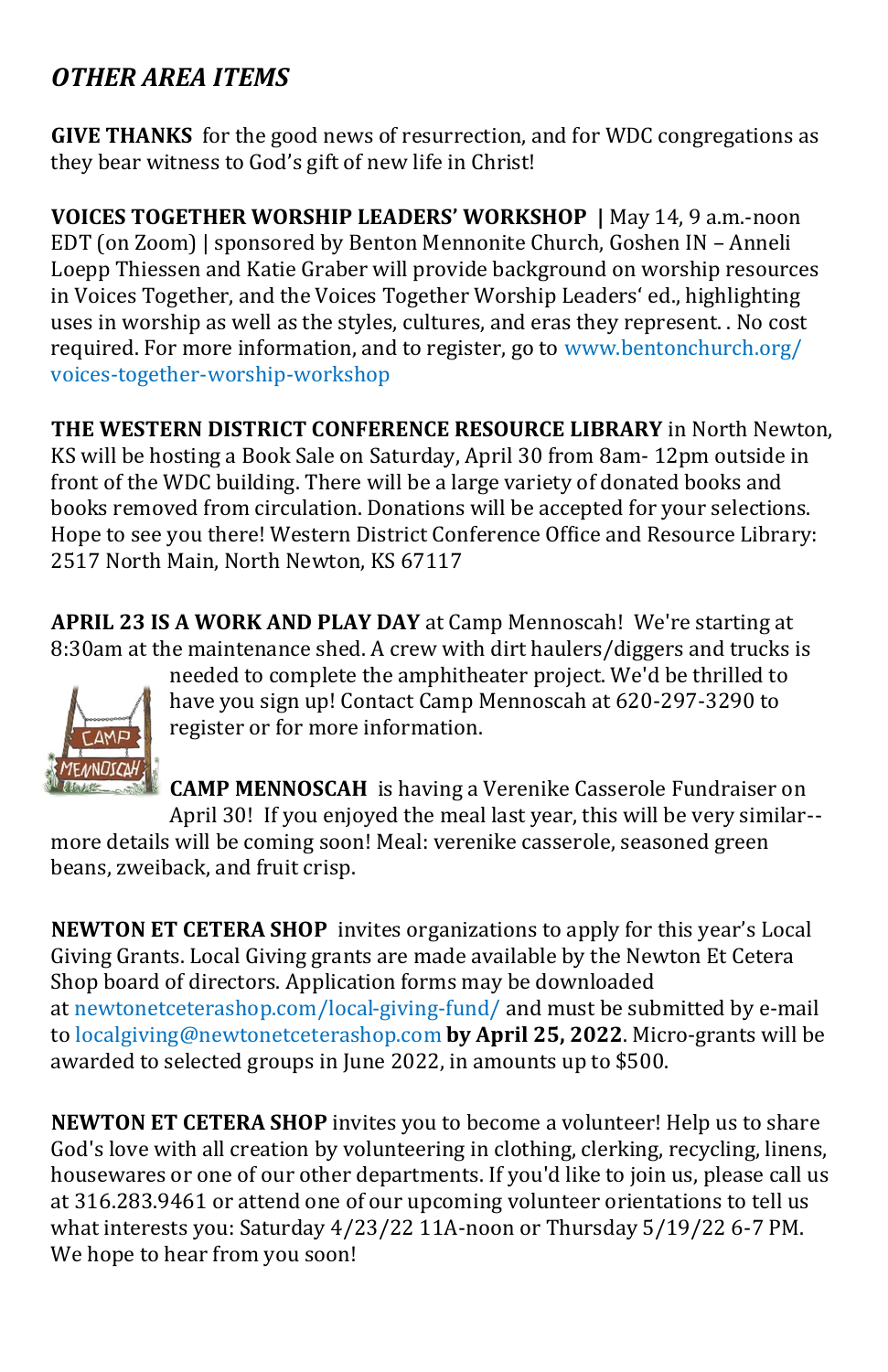## *OTHER AREA ITEMS*

**GIVE THANKS** for the good news of resurrection, and for WDC congregations as they bear witness to God's gift of new life in Christ!

**VOICES TOGETHER WORSHIP LEADERS' WORKSHOP |** May 14, 9 a.m.-noon EDT (on Zoom) | sponsored by Benton Mennonite Church, Goshen IN – Anneli Loepp Thiessen and Katie Graber will provide background on worship resources in Voices Together, and the Voices Together Worship Leaders' ed., highlighting uses in worship as well as the styles, cultures, and eras they represent. . No cost required. For more information, and to register, go to www.bentonchurch.org/voices-together-worship-workshop

**THE WESTERN DISTRICT CONFERENCE RESOURCE LIBRARY** in North Newton, KS will be hosting a Book Sale on Saturday, April 30 from 8am- 12pm outside in front of the WDC building. There will be a large variety of donated books and books removed from circulation. Donations will be accepted for your selections. Hope to see you there! Western District Conference Office and Resource Library: 2517 North Main, North Newton, KS 67117

**APRIL 23 IS A WORK AND PLAY DAY** at Camp Mennoscah! We're starting at 8:30am at the maintenance shed. A crew with dirt haulers/diggers and trucks is needed to complete the amphitheater project. We'd be thrilled to have you sign up! Contact Camp Mennoscah at 620-297-3290 to register or for more information.

**CAMP MENNOSCAH** is having a Verenike Casserole Fundraiser on April 30! If you enjoyed the meal last year, this will be very similar--more details will be coming soon! Meal: verenike casserole, seasoned green beans, zweiback, and fruit crisp.

**NEWTON ET CETERA SHOP** invites organizations to apply for this year's Local Giving Grants. Local Giving grants are made available by the Newton Et Cetera Shop board of directors. Application forms may be downloaded at newtonetceterashop.com/local-giving-fund/ and must be submitted by e-mail to localgiving@newtonetceterashop.com **by April 25, 2022**. Micro-grants will be awarded to selected groups in June 2022, in amounts up to $500.

**NEWTON ET CETERA SHOP** invites you to become a volunteer! Help us to share God's love with all creation by volunteering in clothing, clerking, recycling, linens, housewares or one of our other departments. If you'd like to join us, please call us at 316.283.9461 or attend one of our upcoming volunteer orientations to tell us what interests you: Saturday 4/23/22 11A-noon or Thursday 5/19/22 6-7 PM. We hope to hear from you soon!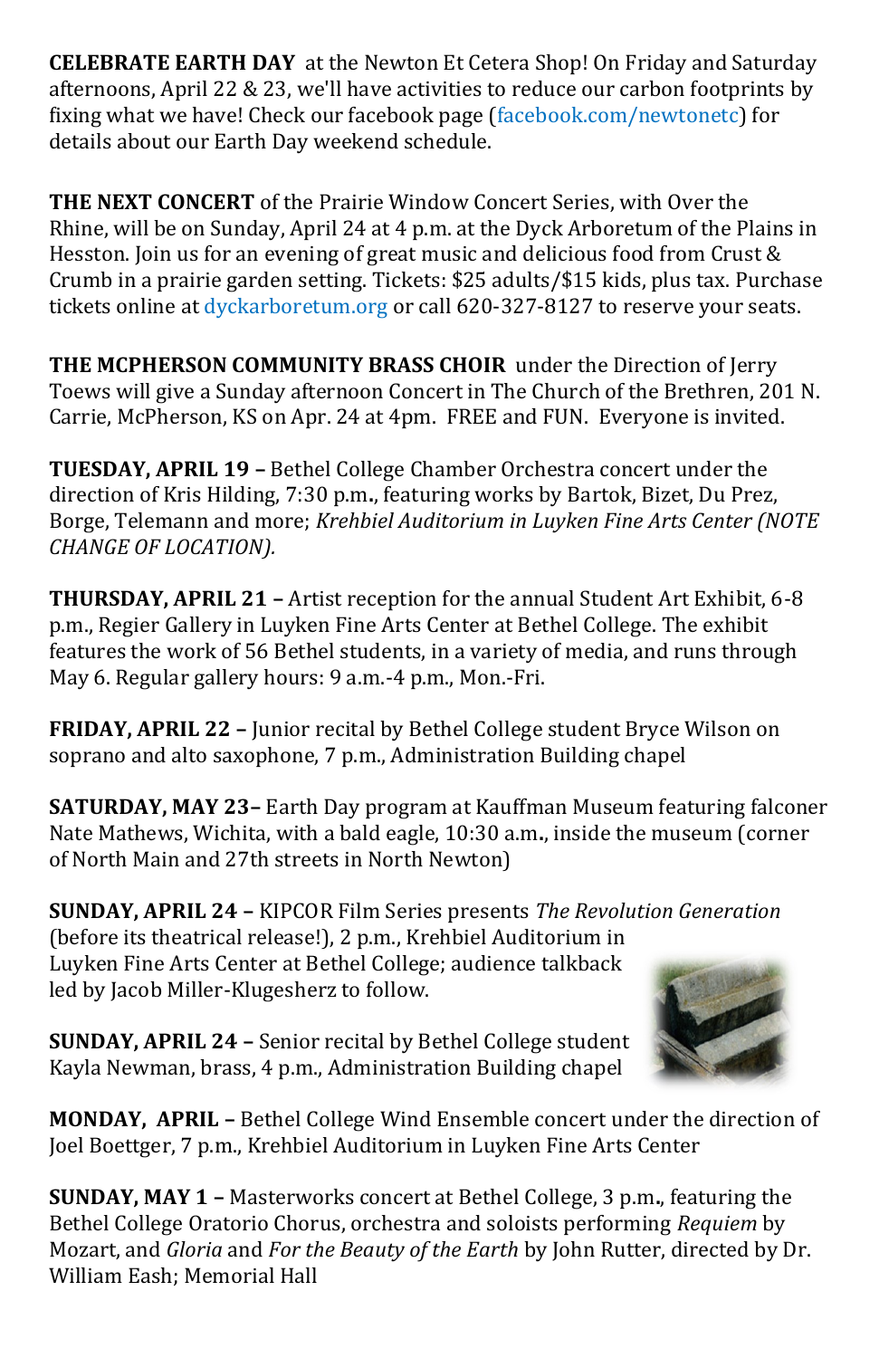**CELEBRATE EARTH DAY** at the Newton Et Cetera Shop! On Friday and Saturday afternoons, April 22 & 23, we'll have activities to reduce our carbon footprints by fixing what we have! Check our facebook page (facebook.com/newtonetc) for details about our Earth Day weekend schedule.

**THE NEXT CONCERT** of the Prairie Window Concert Series, with Over the Rhine, will be on Sunday, April 24 at 4 p.m. at the Dyck Arboretum of the Plains in Hesston. Join us for an evening of great music and delicious food from Crust & Crumb in a prairie garden setting. Tickets: $25 adults/$15 kids, plus tax. Purchase tickets online at dyckarboretum.org or call 620-327-8127 to reserve your seats.

**THE MCPHERSON COMMUNITY BRASS CHOIR** under the Direction of Jerry Toews will give a Sunday afternoon Concert in The Church of the Brethren, 201 N. Carrie, McPherson, KS on Apr. 24 at 4pm. FREE and FUN. Everyone is invited.

**TUESDAY, APRIL 19 –** Bethel College Chamber Orchestra concert under the direction of Kris Hilding, 7:30 p.m., featuring works by Bartok, Bizet, Du Prez, Borge, Telemann and more; *Krehbiel Auditorium in Luyken Fine Arts Center (NOTE CHANGE OF LOCATION).*

**THURSDAY, APRIL 21 –** Artist reception for the annual Student Art Exhibit, 6-8 p.m., Regier Gallery in Luyken Fine Arts Center at Bethel College. The exhibit features the work of 56 Bethel students, in a variety of media, and runs through May 6. Regular gallery hours: 9 a.m.-4 p.m., Mon.-Fri.

**FRIDAY, APRIL 22 –** Junior recital by Bethel College student Bryce Wilson on soprano and alto saxophone, 7 p.m., Administration Building chapel

**SATURDAY, MAY 23–** Earth Day program at Kauffman Museum featuring falconer Nate Mathews, Wichita, with a bald eagle, 10:30 a.m., inside the museum (corner of North Main and 27th streets in North Newton)

**SUNDAY, APRIL 24 –** KIPCOR Film Series presents *The Revolution Generation* (before its theatrical release!), 2 p.m., Krehbiel Auditorium in Luyken Fine Arts Center at Bethel College; audience talkback led by Jacob Miller-Klugesherz to follow.

**SUNDAY, APRIL 24 –** Senior recital by Bethel College student Kayla Newman, brass, 4 p.m., Administration Building chapel

**MONDAY, APRIL –** Bethel College Wind Ensemble concert under the direction of Joel Boettger, 7 p.m., Krehbiel Auditorium in Luyken Fine Arts Center

**SUNDAY, MAY 1 –** Masterworks concert at Bethel College, 3 p.m., featuring the Bethel College Oratorio Chorus, orchestra and soloists performing *Requiem* by Mozart, and *Gloria* and *For the Beauty of the Earth* by John Rutter, directed by Dr. William Eash; Memorial Hall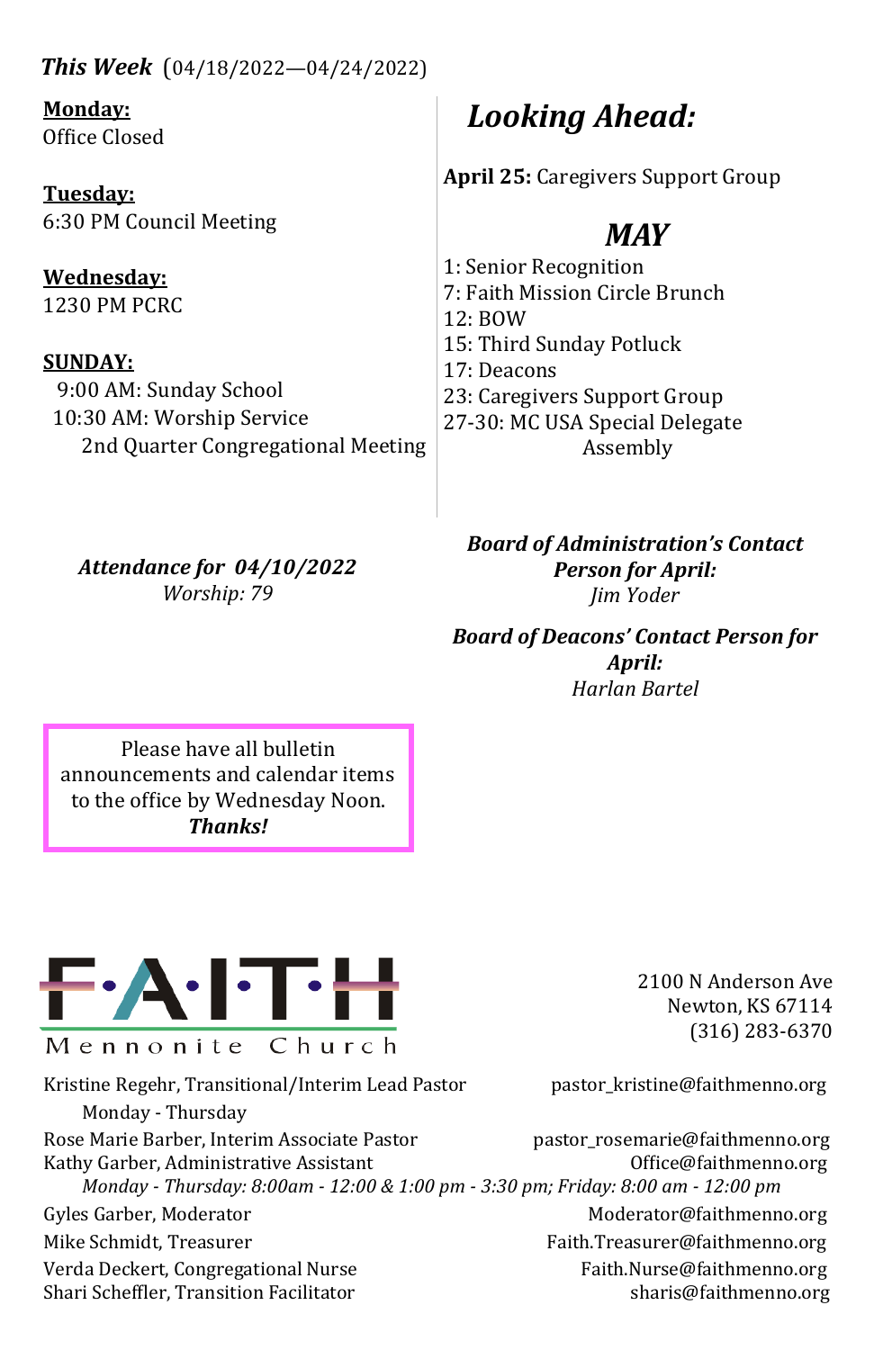***This Week*** (04/18/2022—04/24/2022)

**Monday:**
Office Closed

**Tuesday:**
6:30 PM Council Meeting

**Wednesday:**
1230 PM PCRC

**SUNDAY:**
9:00 AM: Sunday School
10:30 AM: Worship Service
2nd Quarter Congregational Meeting

## *Looking Ahead:*

**April 25:** Caregivers Support Group

### *MAY*

1: Senior Recognition
7: Faith Mission Circle Brunch
12: BOW
15: Third Sunday Potluck
17: Deacons
23: Caregivers Support Group
27-30: MC USA Special Delegate Assembly

***Attendance for 04/10/2022***
*Worship: 79*

***Board of Administration's Contact Person for April:***
*Jim Yoder*

***Board of Deacons' Contact Person for April:***
*Harlan Bartel*

Please have all bulletin announcements and calendar items to the office by Wednesday Noon.
***Thanks!***

**FAITH**
Mennonite Church

2100 N Anderson Ave
Newton, KS 67114
(316) 283-6370

Kristine Regehr, Transitional/Interim Lead Pastor — pastor_kristine@faithmenno.org
Monday - Thursday
Rose Marie Barber, Interim Associate Pastor — pastor_rosemarie@faithmenno.org
Kathy Garber, Administrative Assistant — Office@faithmenno.org
*Monday - Thursday: 8:00am - 12:00 & 1:00 pm - 3:30 pm; Friday: 8:00 am - 12:00 pm*
Gyles Garber, Moderator — Moderator@faithmenno.org
Mike Schmidt, Treasurer — Faith.Treasurer@faithmenno.org
Verda Deckert, Congregational Nurse — Faith.Nurse@faithmenno.org
Shari Scheffler, Transition Facilitator — sharis@faithmenno.org